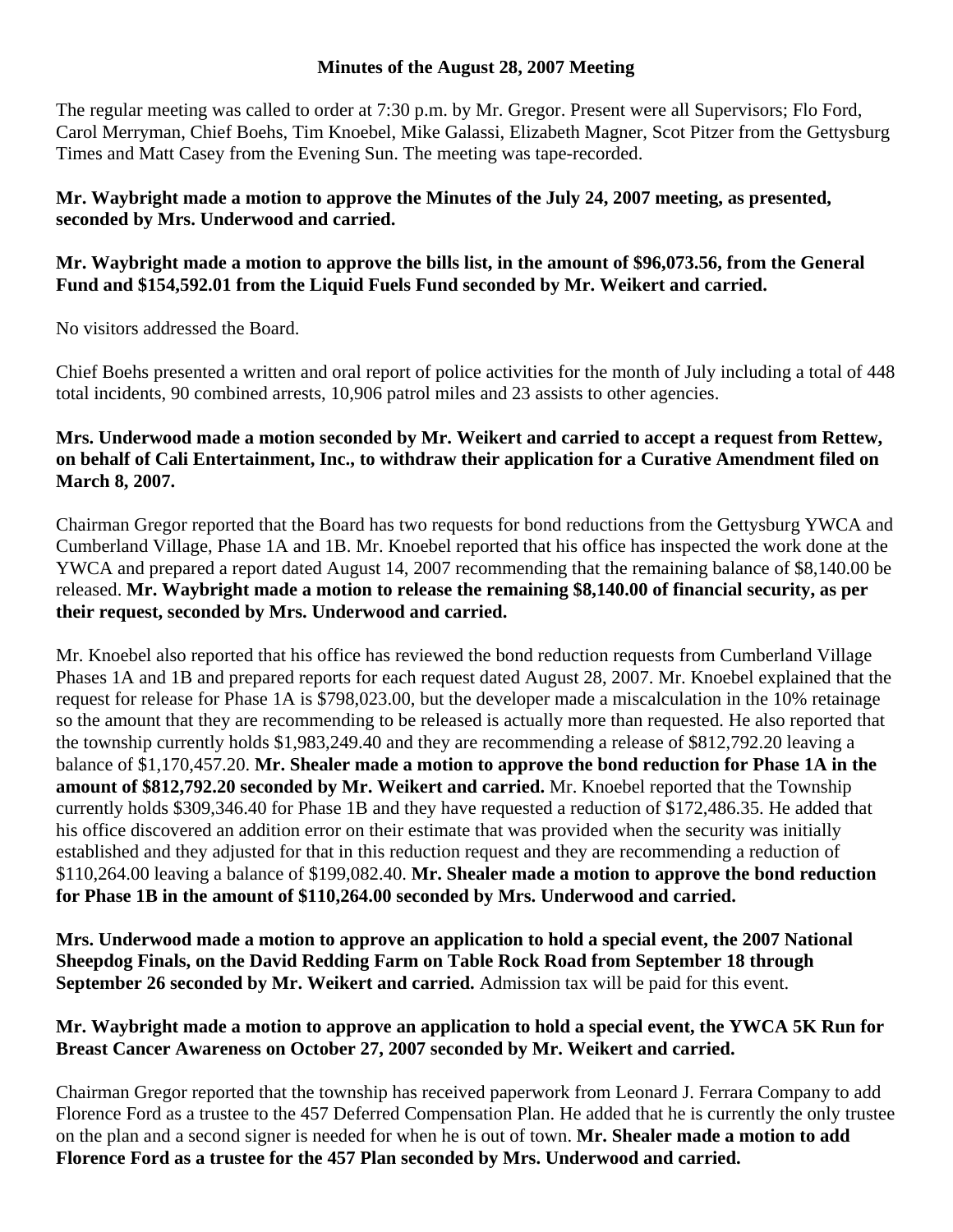**Minutes of the August 28, 2007 Meeting**

The regular meeting was called to order at 7:30 p.m. by Mr. Gregor. Present were all Supervisors; Flo Ford, Carol Merryman, Chief Boehs, Tim Knoebel, Mike Galassi, Elizabeth Magner, Scot Pitzer from the Gettysburg Times and Matt Casey from the Evening Sun. The meeting was tape-recorded.

**Mr. Waybright made a motion to approve the Minutes of the July 24, 2007 meeting, as presented, seconded by Mrs. Underwood and carried.**

**Mr. Waybright made a motion to approve the bills list, in the amount of $96,073.56, from the General Fund and $154,592.01 from the Liquid Fuels Fund seconded by Mr. Weikert and carried.**

No visitors addressed the Board.

Chief Boehs presented a written and oral report of police activities for the month of July including a total of 448 total incidents, 90 combined arrests, 10,906 patrol miles and 23 assists to other agencies.

**Mrs. Underwood made a motion seconded by Mr. Weikert and carried to accept a request from Rettew, on behalf of Cali Entertainment, Inc., to withdraw their application for a Curative Amendment filed on March 8, 2007.**

Chairman Gregor reported that the Board has two requests for bond reductions from the Gettysburg YWCA and Cumberland Village, Phase 1A and 1B. Mr. Knoebel reported that his office has inspected the work done at the YWCA and prepared a report dated August 14, 2007 recommending that the remaining balance of $8,140.00 be released. **Mr. Waybright made a motion to release the remaining $8,140.00 of financial security, as per their request, seconded by Mrs. Underwood and carried.**

Mr. Knoebel also reported that his office has reviewed the bond reduction requests from Cumberland Village Phases 1A and 1B and prepared reports for each request dated August 28, 2007. Mr. Knoebel explained that the request for release for Phase 1A is $798,023.00, but the developer made a miscalculation in the 10% retainage so the amount that they are recommending to be released is actually more than requested. He also reported that the township currently holds $1,983,249.40 and they are recommending a release of $812,792.20 leaving a balance of $1,170,457.20. **Mr. Shealer made a motion to approve the bond reduction for Phase 1A in the amount of $812,792.20 seconded by Mr. Weikert and carried.** Mr. Knoebel reported that the Township currently holds $309,346.40 for Phase 1B and they have requested a reduction of $172,486.35. He added that his office discovered an addition error on their estimate that was provided when the security was initially established and they adjusted for that in this reduction request and they are recommending a reduction of $110,264.00 leaving a balance of $199,082.40. **Mr. Shealer made a motion to approve the bond reduction for Phase 1B in the amount of $110,264.00 seconded by Mrs. Underwood and carried.**

**Mrs. Underwood made a motion to approve an application to hold a special event, the 2007 National Sheepdog Finals, on the David Redding Farm on Table Rock Road from September 18 through September 26 seconded by Mr. Weikert and carried.** Admission tax will be paid for this event.

**Mr. Waybright made a motion to approve an application to hold a special event, the YWCA 5K Run for Breast Cancer Awareness on October 27, 2007 seconded by Mr. Weikert and carried.**

Chairman Gregor reported that the township has received paperwork from Leonard J. Ferrara Company to add Florence Ford as a trustee to the 457 Deferred Compensation Plan. He added that he is currently the only trustee on the plan and a second signer is needed for when he is out of town. **Mr. Shealer made a motion to add Florence Ford as a trustee for the 457 Plan seconded by Mrs. Underwood and carried.**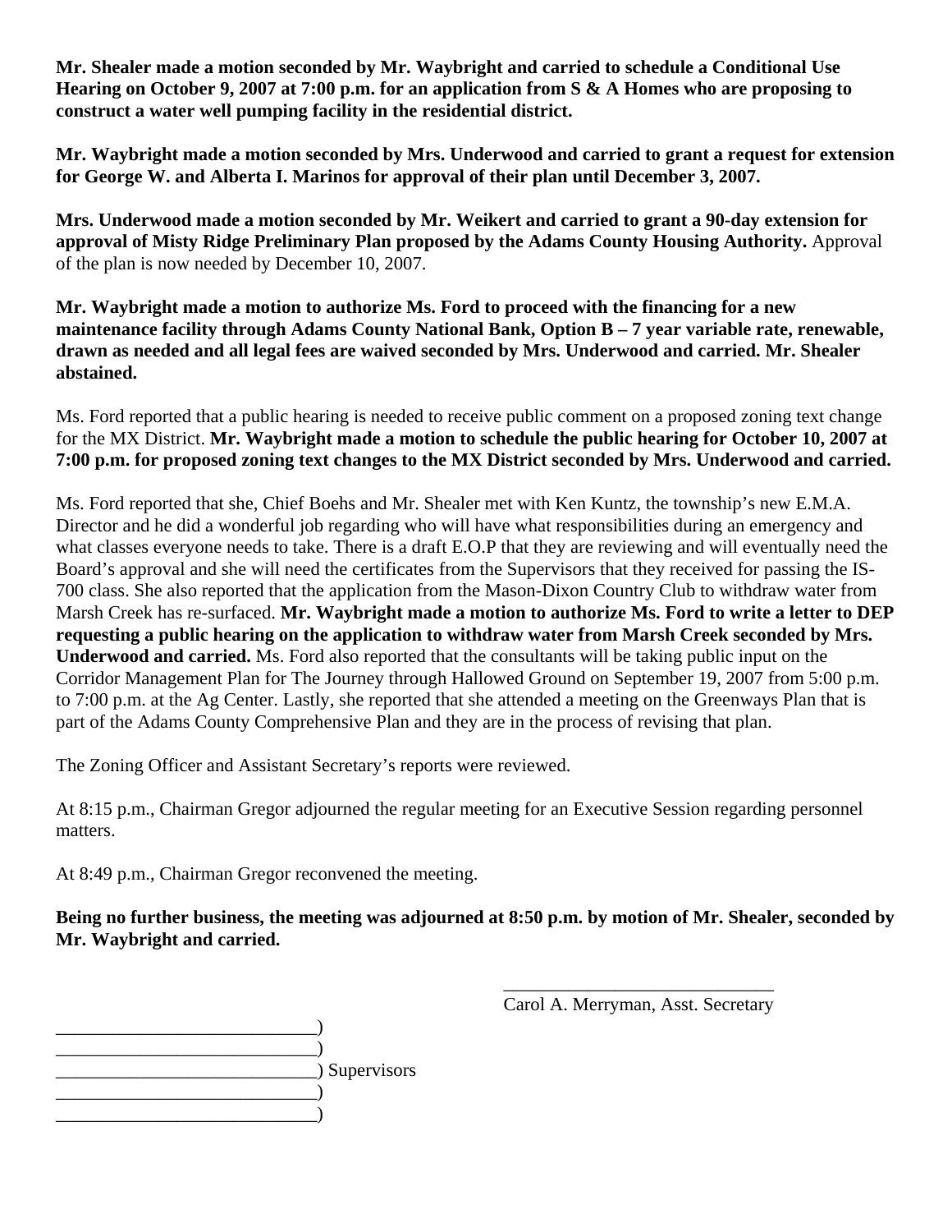**Mr. Shealer made a motion seconded by Mr. Waybright and carried to schedule a Conditional Use Hearing on October 9, 2007 at 7:00 p.m. for an application from S & A Homes who are proposing to construct a water well pumping facility in the residential district.**

**Mr. Waybright made a motion seconded by Mrs. Underwood and carried to grant a request for extension for George W. and Alberta I. Marinos for approval of their plan until December 3, 2007.**

**Mrs. Underwood made a motion seconded by Mr. Weikert and carried to grant a 90-day extension for approval of Misty Ridge Preliminary Plan proposed by the Adams County Housing Authority.** Approval of the plan is now needed by December 10, 2007.

**Mr. Waybright made a motion to authorize Ms. Ford to proceed with the financing for a new maintenance facility through Adams County National Bank, Option B – 7 year variable rate, renewable, drawn as needed and all legal fees are waived seconded by Mrs. Underwood and carried. Mr. Shealer abstained.**

Ms. Ford reported that a public hearing is needed to receive public comment on a proposed zoning text change for the MX District. **Mr. Waybright made a motion to schedule the public hearing for October 10, 2007 at 7:00 p.m. for proposed zoning text changes to the MX District seconded by Mrs. Underwood and carried.**

Ms. Ford reported that she, Chief Boehs and Mr. Shealer met with Ken Kuntz, the township's new E.M.A. Director and he did a wonderful job regarding who will have what responsibilities during an emergency and what classes everyone needs to take. There is a draft E.O.P that they are reviewing and will eventually need the Board's approval and she will need the certificates from the Supervisors that they received for passing the IS-700 class. She also reported that the application from the Mason-Dixon Country Club to withdraw water from Marsh Creek has re-surfaced. **Mr. Waybright made a motion to authorize Ms. Ford to write a letter to DEP requesting a public hearing on the application to withdraw water from Marsh Creek seconded by Mrs. Underwood and carried.** Ms. Ford also reported that the consultants will be taking public input on the Corridor Management Plan for The Journey through Hallowed Ground on September 19, 2007 from 5:00 p.m. to 7:00 p.m. at the Ag Center. Lastly, she reported that she attended a meeting on the Greenways Plan that is part of the Adams County Comprehensive Plan and they are in the process of revising that plan.

The Zoning Officer and Assistant Secretary's reports were reviewed.

At 8:15 p.m., Chairman Gregor adjourned the regular meeting for an Executive Session regarding personnel matters.

At 8:49 p.m., Chairman Gregor reconvened the meeting.

**Being no further business, the meeting was adjourned at 8:50 p.m. by motion of Mr. Shealer, seconded by Mr. Waybright and carried.**

_____________________________
Carol A. Merryman, Asst. Secretary

_____________________________)
_____________________________)
_____________________________) Supervisors
_____________________________)
_____________________________)